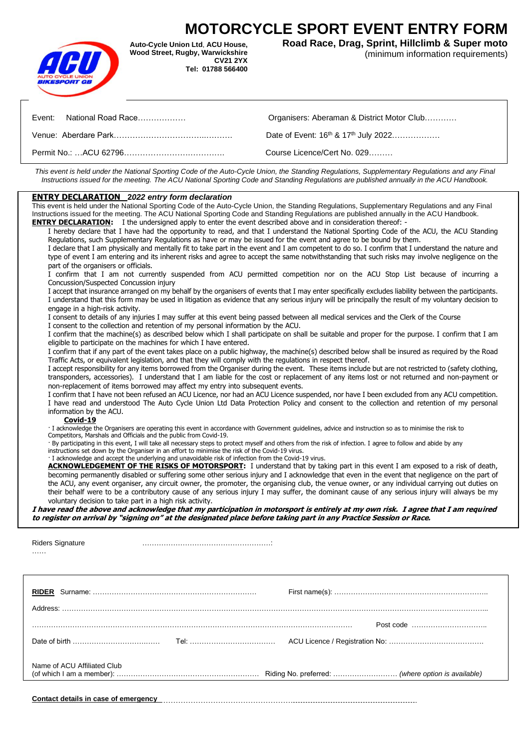# MOTORCYCLE SPORT EVENT ENTRY FORM

**Auto-Cycle Union Ltd**, **ACU House, Wood Street, Rugby, Warwickshire CV21 2YX**
**Tel: 01788 566400**

**Road Race, Drag, Sprint, Hillclimb & Super moto**
(minimum information requirements)

| | |
|---|---|
| Event: National Road Race……………… | Organisers: Aberaman & District Motor Club………… |
| Venue: Aberdare Park………………………………..………. | Date of Event: 16th & 17th July 2022……………… |
| Permit No.: …ACU 62796………………………………. | Course Licence/Cert No. 029……… |

*This event is held under the National Sporting Code of the Auto-Cycle Union, the Standing Regulations, Supplementary Regulations and any Final Instructions issued for the meeting. The ACU National Sporting Code and Standing Regulations are published annually in the ACU Handbook.*

**ENTRY DECLARATION** ***2022 entry form declaration***

This event is held under the National Sporting Code of the Auto-Cycle Union, the Standing Regulations, Supplementary Regulations and any Final Instructions issued for the meeting. The ACU National Sporting Code and Standing Regulations are published annually in the ACU Handbook.

**ENTRY DECLARATION:** I the undersigned apply to enter the event described above and in consideration thereof: -

I hereby declare that I have had the opportunity to read, and that I understand the National Sporting Code of the ACU, the ACU Standing Regulations, such Supplementary Regulations as have or may be issued for the event and agree to be bound by them.

I declare that I am physically and mentally fit to take part in the event and I am competent to do so. I confirm that I understand the nature and type of event I am entering and its inherent risks and agree to accept the same notwithstanding that such risks may involve negligence on the part of the organisers or officials.

I confirm that I am not currently suspended from ACU permitted competition nor on the ACU Stop List because of incurring a Concussion/Suspected Concussion injury

I accept that insurance arranged on my behalf by the organisers of events that I may enter specifically excludes liability between the participants. I understand that this form may be used in litigation as evidence that any serious injury will be principally the result of my voluntary decision to engage in a high-risk activity.

I consent to details of any injuries I may suffer at this event being passed between all medical services and the Clerk of the Course

I consent to the collection and retention of my personal information by the ACU.

I confirm that the machine(s) as described below which I shall participate on shall be suitable and proper for the purpose. I confirm that I am eligible to participate on the machines for which I have entered.

I confirm that if any part of the event takes place on a public highway, the machine(s) described below shall be insured as required by the Road Traffic Acts, or equivalent legislation, and that they will comply with the regulations in respect thereof.

I accept responsibility for any items borrowed from the Organiser during the event. These items include but are not restricted to (safety clothing, transponders, accessories). I understand that I am liable for the cost or replacement of any items lost or not returned and non-payment or non-replacement of items borrowed may affect my entry into subsequent events.

I confirm that I have not been refused an ACU Licence, nor had an ACU Licence suspended, nor have I been excluded from any ACU competition.

I have read and understood The Auto Cycle Union Ltd Data Protection Policy and consent to the collection and retention of my personal information by the ACU.

**Covid-19**

- I acknowledge the Organisers are operating this event in accordance with Government guidelines, advice and instruction so as to minimise the risk to Competitors, Marshals and Officials and the public from Covid-19.
- By participating in this event, I will take all necessary steps to protect myself and others from the risk of infection. I agree to follow and abide by any instructions set down by the Organiser in an effort to minimise the risk of the Covid-19 virus.
- I acknowledge and accept the underlying and unavoidable risk of infection from the Covid-19 virus.

**ACKNOWLEDGEMENT OF THE RISKS OF MOTORSPORT:** I understand that by taking part in this event I am exposed to a risk of death, becoming permanently disabled or suffering some other serious injury and I acknowledge that even in the event that negligence on the part of the ACU, any event organiser, any circuit owner, the promoter, the organising club, the venue owner, or any individual carrying out duties on their behalf were to be a contributory cause of any serious injury I may suffer, the dominant cause of any serious injury will always be my voluntary decision to take part in a high risk activity.

***I have read the above and acknowledge that my participation in motorsport is entirely at my own risk. I agree that I am required to register on arrival by "signing on" at the designated place before taking part in any Practice Session or Race.***

Riders Signature ………………………………………………: ……

**RIDER** Surname: …………………………………………………………… First name(s): ………………………………………………………..

Address: ………………………………………………………………………………………………………………………………………………..

…………………………………………………………………………………………………………………… Post code …………………………..

Date of birth ……………………………… Tel: ……………………………… ACU Licence / Registration No: ………………………………….

Name of ACU Affiliated Club
(of which I am a member): …………………………………………………… Riding No. preferred: ……………………… *(where option is available)*

**Contact details in case of emergency** ……………………………………………………………………………………………………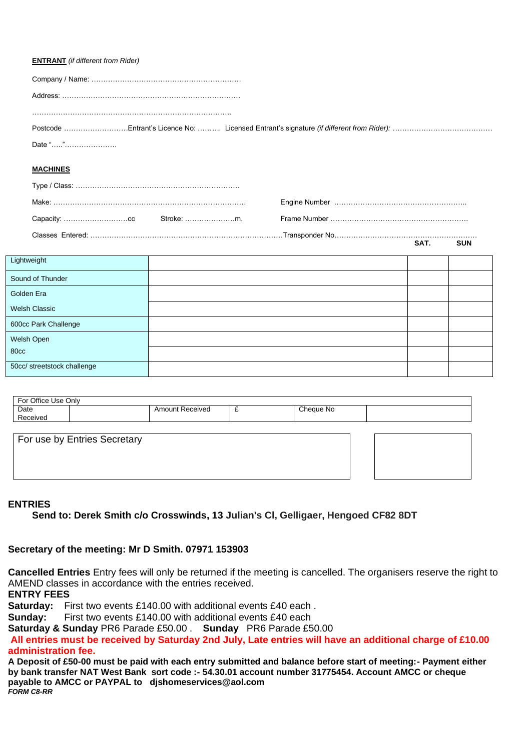**ENTRANT** *(if different from Rider)*

Company / Name: ………………………………………………………

Address: ………………………………………………………………

…………………………………………………………………………

Postcode ………………………Entrant's Licence No: ………. Licensed Entrant's signature *(if different from Rider):* ……………………………………

Date "….."…………………

**MACHINES**

Type / Class: ……………………………………………………………

Make: ……………………………………………………………………… Engine Number ………………………………………………..

Capacity: ………………………cc Stroke: …………………m. Frame Number ………………………………………………….

Classes Entered: ………………………………………………………………………Transponder No……………………………………………………

| | | SAT. | SUN |
|---|---|---|---|
| Lightweight | | | |
| Sound of Thunder | | | |
| Golden Era | | | |
| Welsh Classic | | | |
| 600cc Park Challenge | | | |
| Welsh Open | | | |
| 80cc | | | |
| 50cc/ streetstock challenge | | | |

| For Office Use Only | | | | | |
|---|---|---|---|---|---|
| Date Received | | Amount Received | £ | Cheque No | |

| For use by Entries Secretary | |
|---|---|
| | |

## ENTRIES

**Send to: Derek Smith c/o Crosswinds, 13 Julian's Cl, Gelligaer, Hengoed CF82 8DT**

**Secretary of the meeting: Mr D Smith. 07971 153903**

**Cancelled Entries** Entry fees will only be returned if the meeting is cancelled. The organisers reserve the right to AMEND classes in accordance with the entries received.

**ENTRY FEES**

**Saturday:** First two events £140.00 with additional events £40 each .

**Sunday:** First two events £140.00 with additional events £40 each

**Saturday & Sunday** PR6 Parade £50.00 . **Sunday** PR6 Parade £50.00

**All entries must be received by Saturday 2nd July, Late entries will have an additional charge of £10.00 administration fee.**

**A Deposit of £50-00 must be paid with each entry submitted and balance before start of meeting:- Payment either by bank transfer NAT West Bank sort code :- 54.30.01 account number 31775454. Account AMCC or cheque payable to AMCC or PAYPAL to djshomeservices@aol.com**

***FORM C8-RR***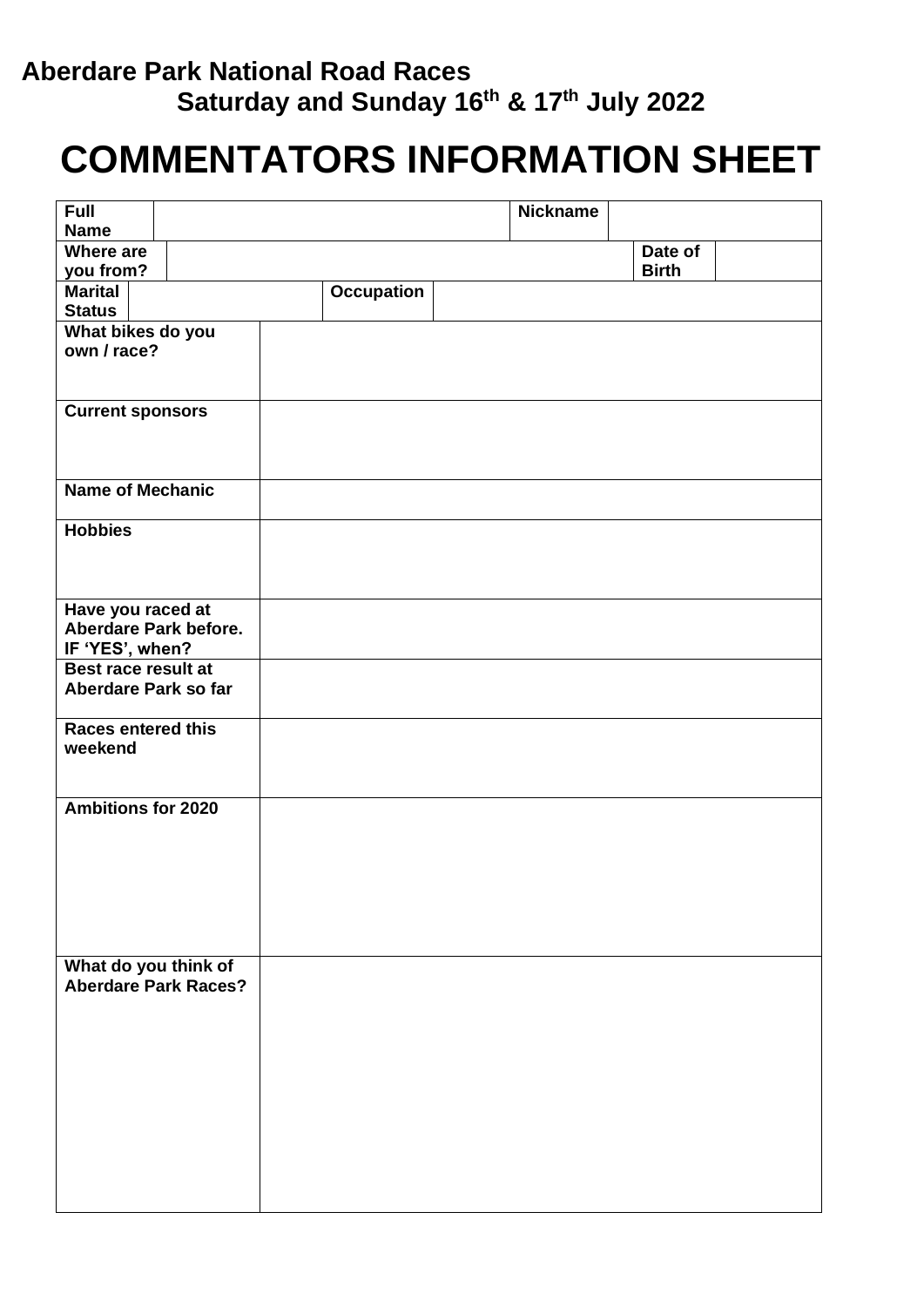**Aberdare Park National Road Races**

**Saturday and Sunday 16th & 17th July 2022**

# COMMENTATORS INFORMATION SHEET

| | | | |
|---|---|---|---|
| **Full Name** | | **Nickname** | |
| **Where are you from?** | | **Date of Birth** | |
| **Marital Status** | | **Occupation** | |

| | |
|---|---|
| **What bikes do you own / race?** | |
| **Current sponsors** | |
| **Name of Mechanic** | |
| **Hobbies** | |
| **Have you raced at Aberdare Park before. IF 'YES', when?** | |
| **Best race result at Aberdare Park so far** | |
| **Races entered this weekend** | |
| **Ambitions for 2020** | |
| **What do you think of Aberdare Park Races?** | |